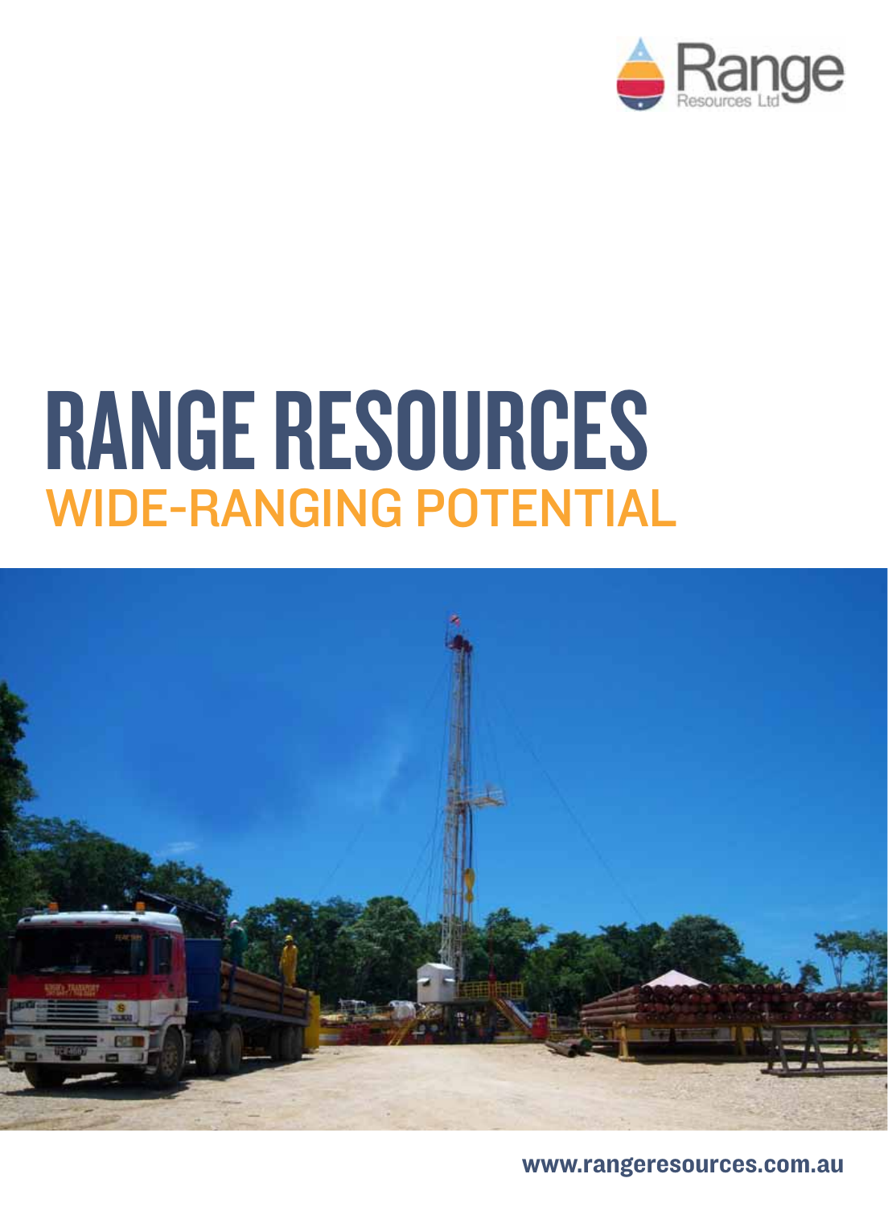Range
Resources Ltd

# RANGE RESOURCES

## WIDE-RANGING POTENTIAL

www.rangeresources.com.au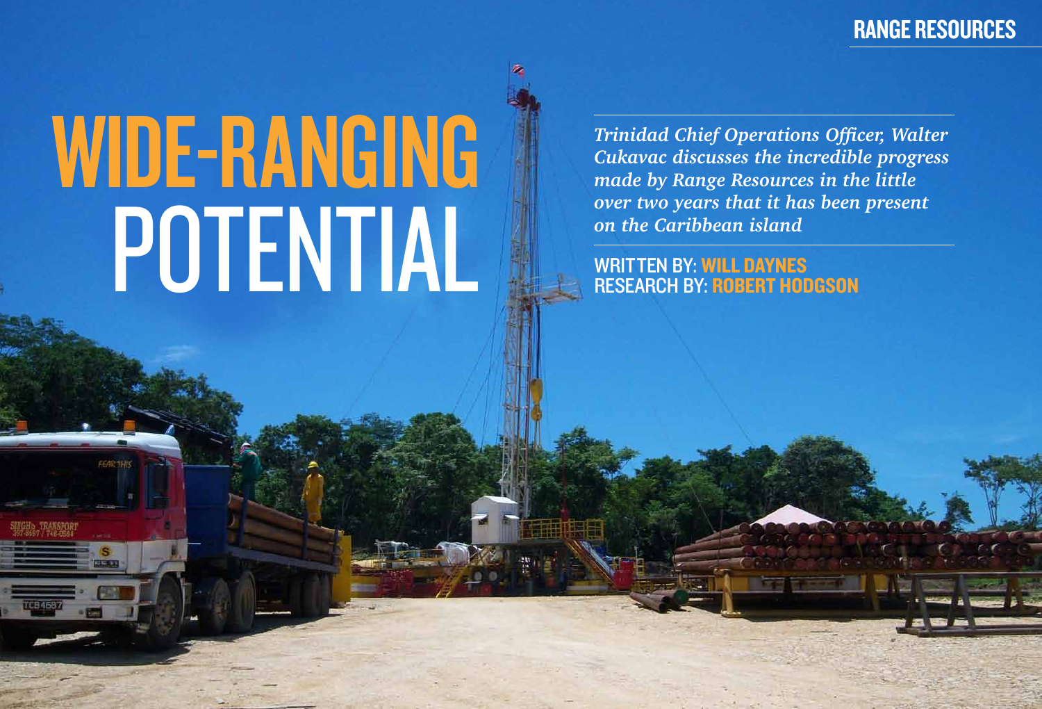# WIDE-RANGING POTENTIAL

*Trinidad Chief Operations Officer, Walter Cukavac discusses the incredible progress made by Range Resources in the little over two years that it has been present on the Caribbean island*

WRITTEN BY: **WILL DAYNES**
RESEARCH BY: **ROBERT HODGSON**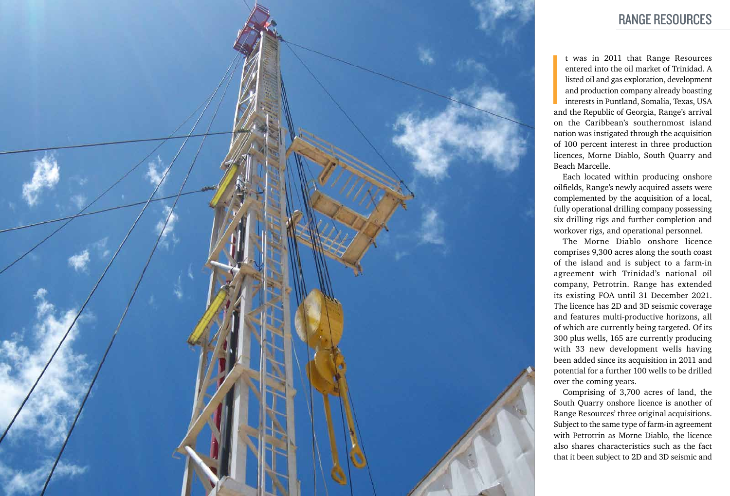It was in 2011 that Range Resources entered into the oil market of Trinidad. A listed oil and gas exploration, development and production company already boasting interests in Puntland, Somalia, Texas, USA and the Republic of Georgia, Range's arrival on the Caribbean's southernmost island nation was instigated through the acquisition of 100 percent interest in three production licences, Morne Diablo, South Quarry and Beach Marcelle.

Each located within producing onshore oilfields, Range's newly acquired assets were complemented by the acquisition of a local, fully operational drilling company possessing six drilling rigs and further completion and workover rigs, and operational personnel.

The Morne Diablo onshore licence comprises 9,300 acres along the south coast of the island and is subject to a farm-in agreement with Trinidad's national oil company, Petrotrin. Range has extended its existing FOA until 31 December 2021. The licence has 2D and 3D seismic coverage and features multi-productive horizons, all of which are currently being targeted. Of its 300 plus wells, 165 are currently producing with 33 new development wells having been added since its acquisition in 2011 and potential for a further 100 wells to be drilled over the coming years.

Comprising of 3,700 acres of land, the South Quarry onshore licence is another of Range Resources' three original acquisitions. Subject to the same type of farm-in agreement with Petrotrin as Morne Diablo, the licence also shares characteristics such as the fact that it been subject to 2D and 3D seismic and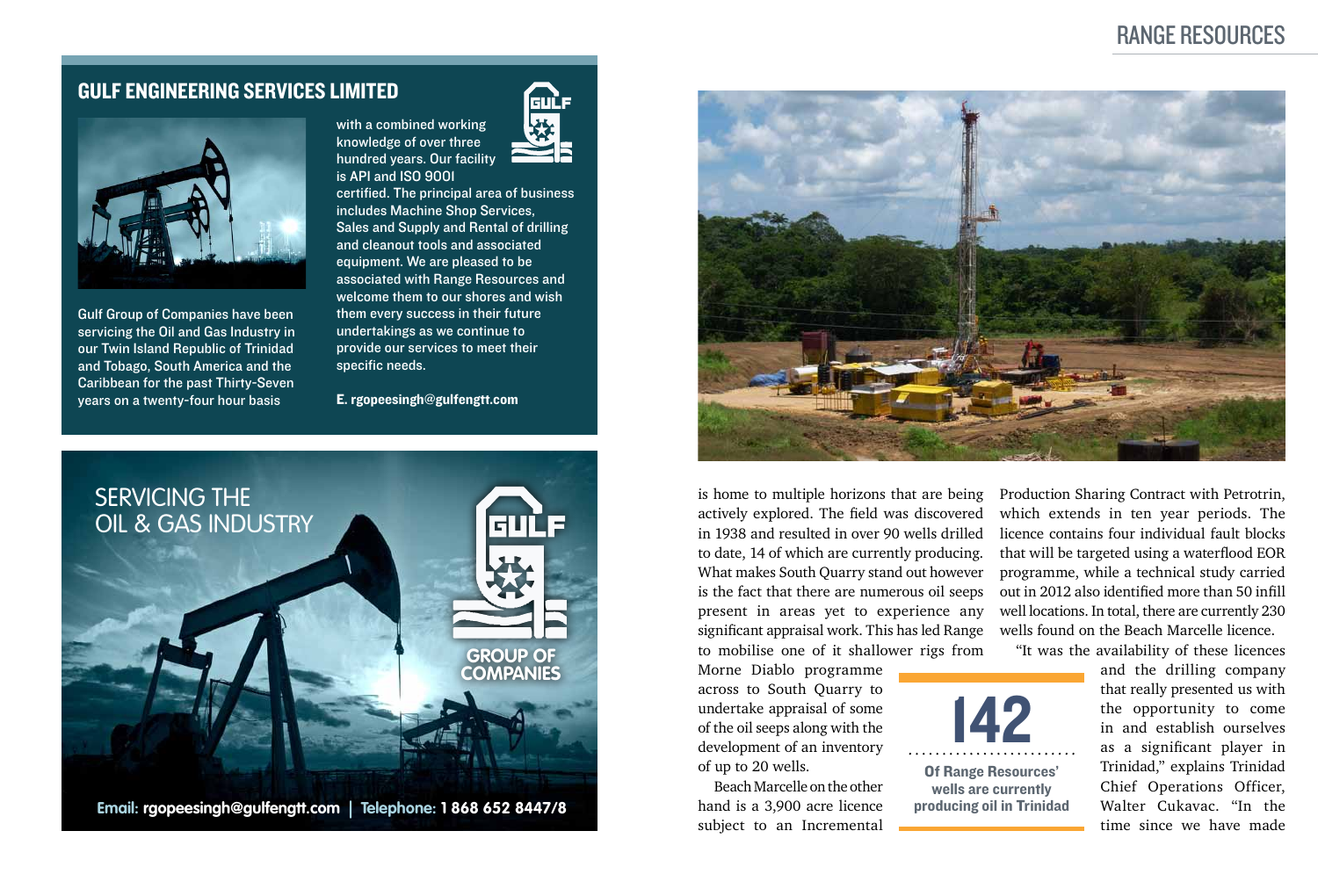## GULF ENGINEERING SERVICES LIMITED

Gulf Group of Companies have been servicing the Oil and Gas Industry in our Twin Island Republic of Trinidad and Tobago, South America and the Caribbean for the past Thirty-Seven years on a twenty-four hour basis with a combined working knowledge of over three hundred years. Our facility is API and ISO 9001 certified. The principal area of business includes Machine Shop Services, Sales and Supply and Rental of drilling and cleanout tools and associated equipment. We are pleased to be associated with Range Resources and welcome them to our shores and wish them every success in their future undertakings as we continue to provide our services to meet their specific needs.

**E. rgopeesingh@gulfengtt.com**

SERVICING THE OIL & GAS INDUSTRY

GULF GROUP OF COMPANIES

**Email: rgopeesingh@gulfengtt.com | Telephone: 1 868 652 8447/8**

is home to multiple horizons that are being actively explored. The field was discovered in 1938 and resulted in over 90 wells drilled to date, 14 of which are currently producing. What makes South Quarry stand out however is the fact that there are numerous oil seeps present in areas yet to experience any significant appraisal work. This has led Range to mobilise one of it shallower rigs from Morne Diablo programme across to South Quarry to undertake appraisal of some of the oil seeps along with the development of an inventory of up to 20 wells.

Beach Marcelle on the other hand is a 3,900 acre licence subject to an Incremental Production Sharing Contract with Petrotrin, which extends in ten year periods. The licence contains four individual fault blocks that will be targeted using a waterflood EOR programme, while a technical study carried out in 2012 also identified more than 50 infill well locations. In total, there are currently 230 wells found on the Beach Marcelle licence.

> **142**
> Of Range Resources' wells are currently producing oil in Trinidad

"It was the availability of these licences and the drilling company that really presented us with the opportunity to come in and establish ourselves as a significant player in Trinidad," explains Trinidad Chief Operations Officer, Walter Cukavac. "In the time since we have made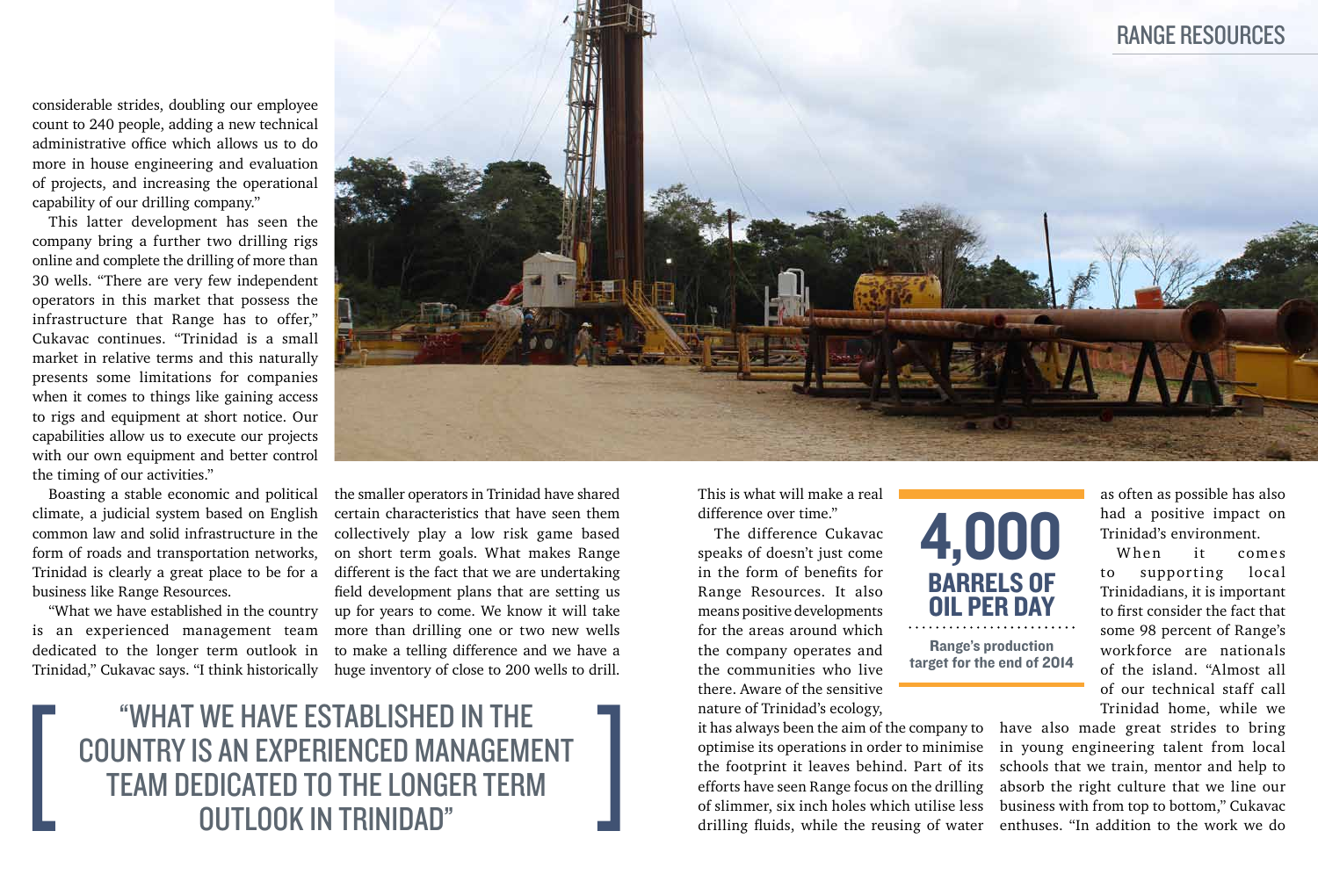considerable strides, doubling our employee count to 240 people, adding a new technical administrative office which allows us to do more in house engineering and evaluation of projects, and increasing the operational capability of our drilling company."

This latter development has seen the company bring a further two drilling rigs online and complete the drilling of more than 30 wells. "There are very few independent operators in this market that possess the infrastructure that Range has to offer," Cukavac continues. "Trinidad is a small market in relative terms and this naturally presents some limitations for companies when it comes to things like gaining access to rigs and equipment at short notice. Our capabilities allow us to execute our projects with our own equipment and better control the timing of our activities."

Boasting a stable economic and political climate, a judicial system based on English common law and solid infrastructure in the form of roads and transportation networks, Trinidad is clearly a great place to be for a business like Range Resources.

"What we have established in the country is an experienced management team dedicated to the longer term outlook in Trinidad," Cukavac says. "I think historically the smaller operators in Trinidad have shared certain characteristics that have seen them collectively play a low risk game based on short term goals. What makes Range different is the fact that we are undertaking field development plans that are setting us up for years to come. We know it will take more than drilling one or two new wells to make a telling difference and we have a huge inventory of close to 200 wells to drill. This is what will make a real difference over time."

> "WHAT WE HAVE ESTABLISHED IN THE COUNTRY IS AN EXPERIENCED MANAGEMENT TEAM DEDICATED TO THE LONGER TERM OUTLOOK IN TRINIDAD"

The difference Cukavac speaks of doesn't just come in the form of benefits for Range Resources. It also means positive developments for the areas around which the company operates and the communities who live there. Aware of the sensitive nature of Trinidad's ecology, it has always been the aim of the company to optimise its operations in order to minimise the footprint it leaves behind. Part of its efforts have seen Range focus on the drilling of slimmer, six inch holes which utilise less drilling fluids, while the reusing of water as often as possible has also had a positive impact on Trinidad's environment.

**4,000**
**BARRELS OF OIL PER DAY**
Range's production target for the end of 2014

When it comes to supporting local Trinidadians, it is important to first consider the fact that some 98 percent of Range's workforce are nationals of the island. "Almost all of our technical staff call Trinidad home, while we have also made great strides to bring in young engineering talent from local schools that we train, mentor and help to absorb the right culture that we line our business with from top to bottom," Cukavac enthuses. "In addition to the work we do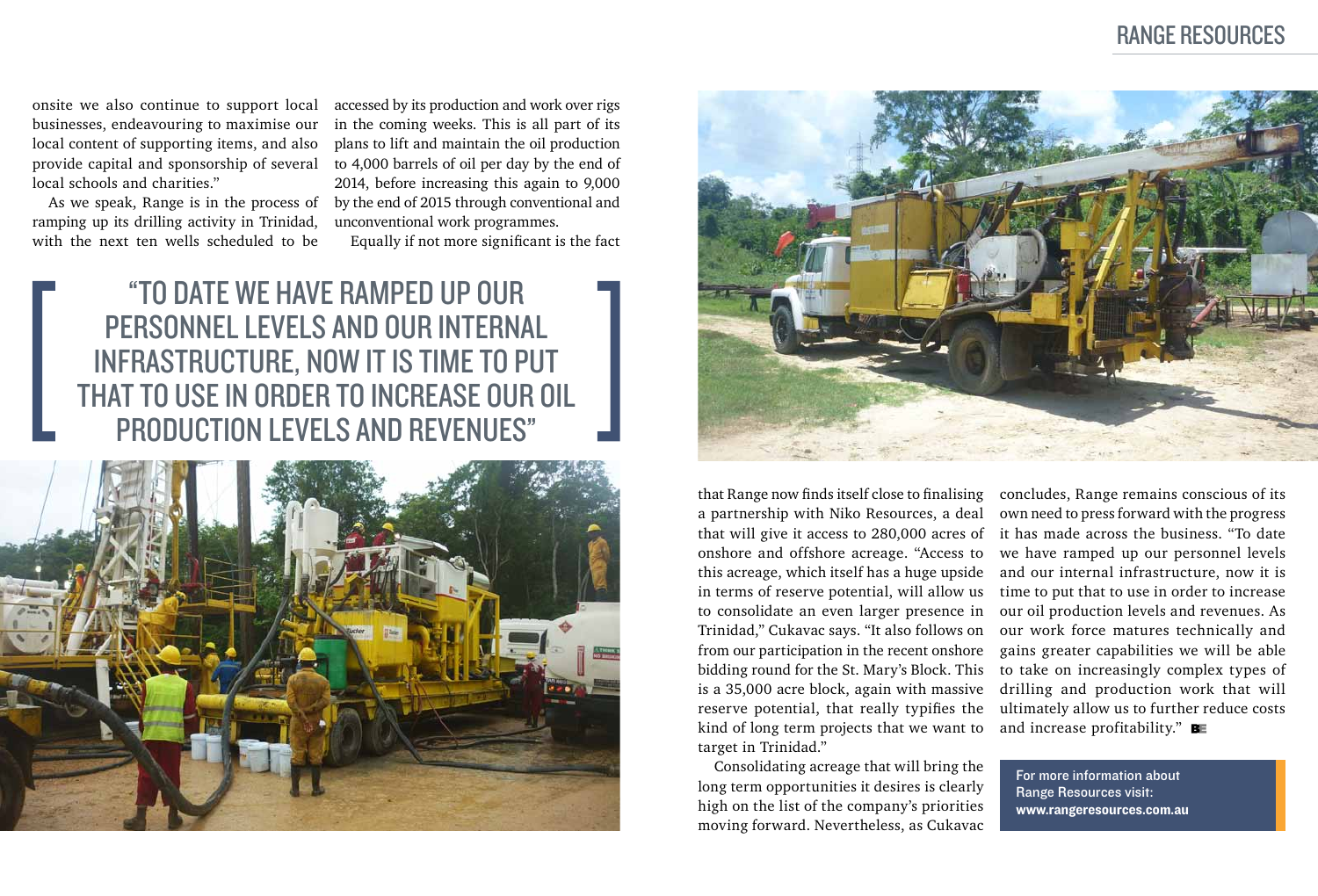onsite we also continue to support local businesses, endeavouring to maximise our local content of supporting items, and also provide capital and sponsorship of several local schools and charities."

As we speak, Range is in the process of ramping up its drilling activity in Trinidad, with the next ten wells scheduled to be accessed by its production and work over rigs in the coming weeks. This is all part of its plans to lift and maintain the oil production to 4,000 barrels of oil per day by the end of 2014, before increasing this again to 9,000 by the end of 2015 through conventional and unconventional work programmes.

Equally if not more significant is the fact

> "TO DATE WE HAVE RAMPED UP OUR PERSONNEL LEVELS AND OUR INTERNAL INFRASTRUCTURE, NOW IT IS TIME TO PUT THAT TO USE IN ORDER TO INCREASE OUR OIL PRODUCTION LEVELS AND REVENUES"

that Range now finds itself close to finalising a partnership with Niko Resources, a deal that will give it access to 280,000 acres of onshore and offshore acreage. "Access to this acreage, which itself has a huge upside in terms of reserve potential, will allow us to consolidate an even larger presence in Trinidad," Cukavac says. "It also follows on from our participation in the recent onshore bidding round for the St. Mary's Block. This is a 35,000 acre block, again with massive reserve potential, that really typifies the kind of long term projects that we want to target in Trinidad."

Consolidating acreage that will bring the long term opportunities it desires is clearly high on the list of the company's priorities moving forward. Nevertheless, as Cukavac concludes, Range remains conscious of its own need to press forward with the progress it has made across the business. "To date we have ramped up our personnel levels and our internal infrastructure, now it is time to put that to use in order to increase our oil production levels and revenues. As our work force matures technically and gains greater capabilities we will be able to take on increasingly complex types of drilling and production work that will ultimately allow us to further reduce costs and increase profitability."

**For more information about Range Resources visit: www.rangeresources.com.au**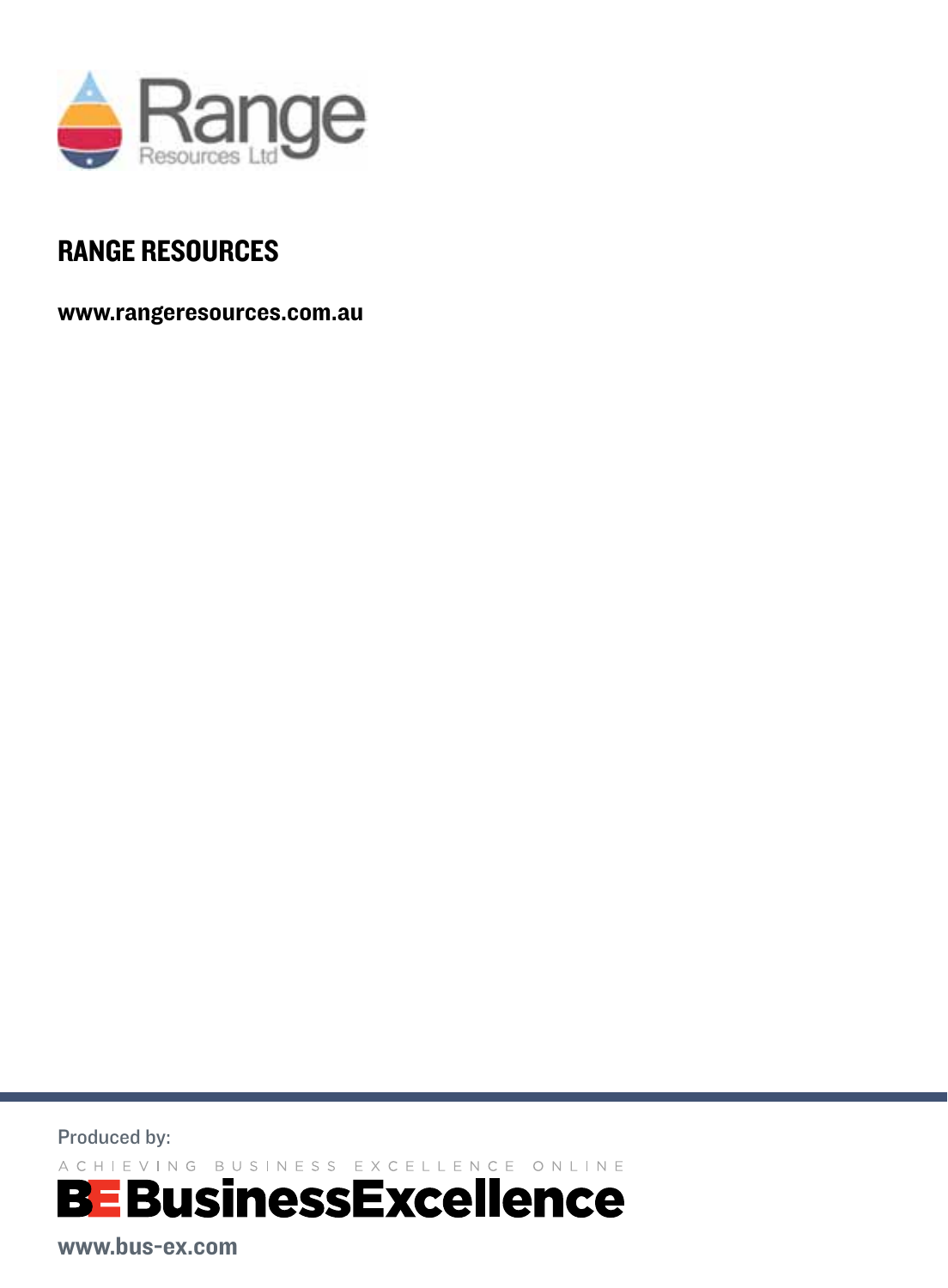## RANGE RESOURCES

**www.rangeresources.com.au**

Produced by:

ACHIEVING BUSINESS EXCELLENCE ONLINE

BE BusinessExcellence

**www.bus-ex.com**